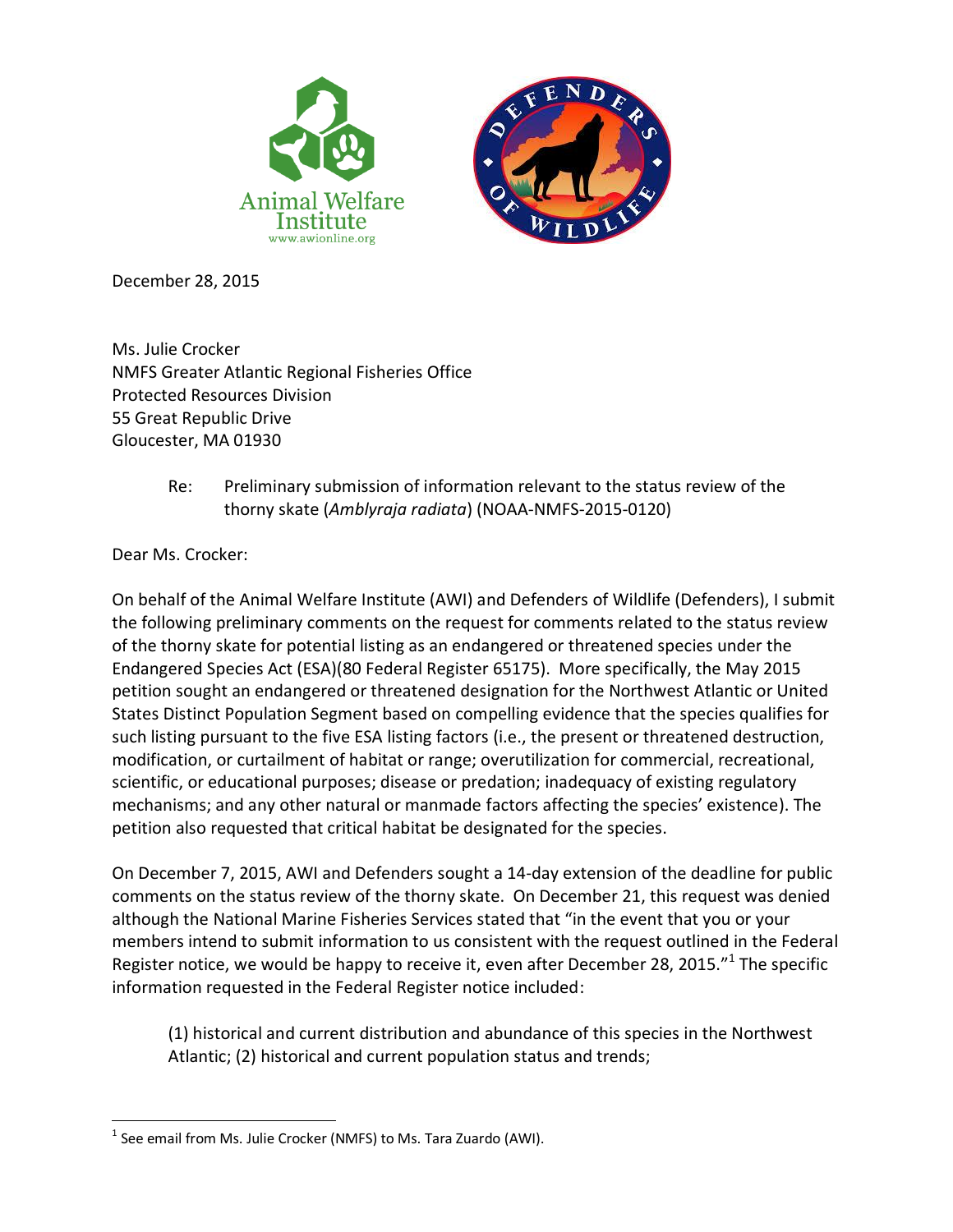Animal Welfare Institute
www.awionline.org

DEFENDERS OF WILDLIFE

December 28, 2015

Ms. Julie Crocker
NMFS Greater Atlantic Regional Fisheries Office
Protected Resources Division
55 Great Republic Drive
Gloucester, MA 01930

> Re: Preliminary submission of information relevant to the status review of the thorny skate (*Amblyraja radiata*) (NOAA-NMFS-2015-0120)

Dear Ms. Crocker:

On behalf of the Animal Welfare Institute (AWI) and Defenders of Wildlife (Defenders), I submit the following preliminary comments on the request for comments related to the status review of the thorny skate for potential listing as an endangered or threatened species under the Endangered Species Act (ESA)(80 Federal Register 65175). More specifically, the May 2015 petition sought an endangered or threatened designation for the Northwest Atlantic or United States Distinct Population Segment based on compelling evidence that the species qualifies for such listing pursuant to the five ESA listing factors (i.e., the present or threatened destruction, modification, or curtailment of habitat or range; overutilization for commercial, recreational, scientific, or educational purposes; disease or predation; inadequacy of existing regulatory mechanisms; and any other natural or manmade factors affecting the species' existence). The petition also requested that critical habitat be designated for the species.

On December 7, 2015, AWI and Defenders sought a 14-day extension of the deadline for public comments on the status review of the thorny skate. On December 21, this request was denied although the National Marine Fisheries Services stated that "in the event that you or your members intend to submit information to us consistent with the request outlined in the Federal Register notice, we would be happy to receive it, even after December 28, 2015."[1] The specific information requested in the Federal Register notice included:

> (1) historical and current distribution and abundance of this species in the Northwest Atlantic; (2) historical and current population status and trends;

---

[1] See email from Ms. Julie Crocker (NMFS) to Ms. Tara Zuardo (AWI).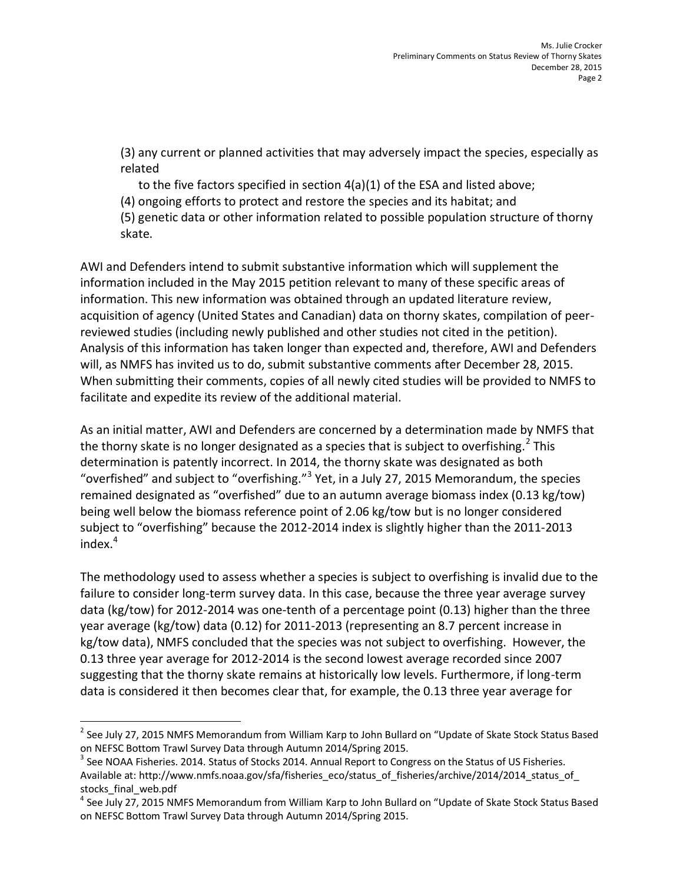(3) any current or planned activities that may adversely impact the species, especially as related
to the five factors specified in section 4(a)(1) of the ESA and listed above;
(4) ongoing efforts to protect and restore the species and its habitat; and
(5) genetic data or other information related to possible population structure of thorny skate.

AWI and Defenders intend to submit substantive information which will supplement the information included in the May 2015 petition relevant to many of these specific areas of information. This new information was obtained through an updated literature review, acquisition of agency (United States and Canadian) data on thorny skates, compilation of peer-reviewed studies (including newly published and other studies not cited in the petition). Analysis of this information has taken longer than expected and, therefore, AWI and Defenders will, as NMFS has invited us to do, submit substantive comments after December 28, 2015. When submitting their comments, copies of all newly cited studies will be provided to NMFS to facilitate and expedite its review of the additional material.

As an initial matter, AWI and Defenders are concerned by a determination made by NMFS that the thorny skate is no longer designated as a species that is subject to overfishing.[2] This determination is patently incorrect. In 2014, the thorny skate was designated as both "overfished" and subject to "overfishing."[3] Yet, in a July 27, 2015 Memorandum, the species remained designated as "overfished" due to an autumn average biomass index (0.13 kg/tow) being well below the biomass reference point of 2.06 kg/tow but is no longer considered subject to "overfishing" because the 2012-2014 index is slightly higher than the 2011-2013 index.[4]

The methodology used to assess whether a species is subject to overfishing is invalid due to the failure to consider long-term survey data. In this case, because the three year average survey data (kg/tow) for 2012-2014 was one-tenth of a percentage point (0.13) higher than the three year average (kg/tow) data (0.12) for 2011-2013 (representing an 8.7 percent increase in kg/tow data), NMFS concluded that the species was not subject to overfishing. However, the 0.13 three year average for 2012-2014 is the second lowest average recorded since 2007 suggesting that the thorny skate remains at historically low levels. Furthermore, if long-term data is considered it then becomes clear that, for example, the 0.13 three year average for

---

[2] See July 27, 2015 NMFS Memorandum from William Karp to John Bullard on "Update of Skate Stock Status Based on NEFSC Bottom Trawl Survey Data through Autumn 2014/Spring 2015.

[3] See NOAA Fisheries. 2014. Status of Stocks 2014. Annual Report to Congress on the Status of US Fisheries. Available at: http://www.nmfs.noaa.gov/sfa/fisheries_eco/status_of_fisheries/archive/2014/2014_status_of_stocks_final_web.pdf

[4] See July 27, 2015 NMFS Memorandum from William Karp to John Bullard on "Update of Skate Stock Status Based on NEFSC Bottom Trawl Survey Data through Autumn 2014/Spring 2015.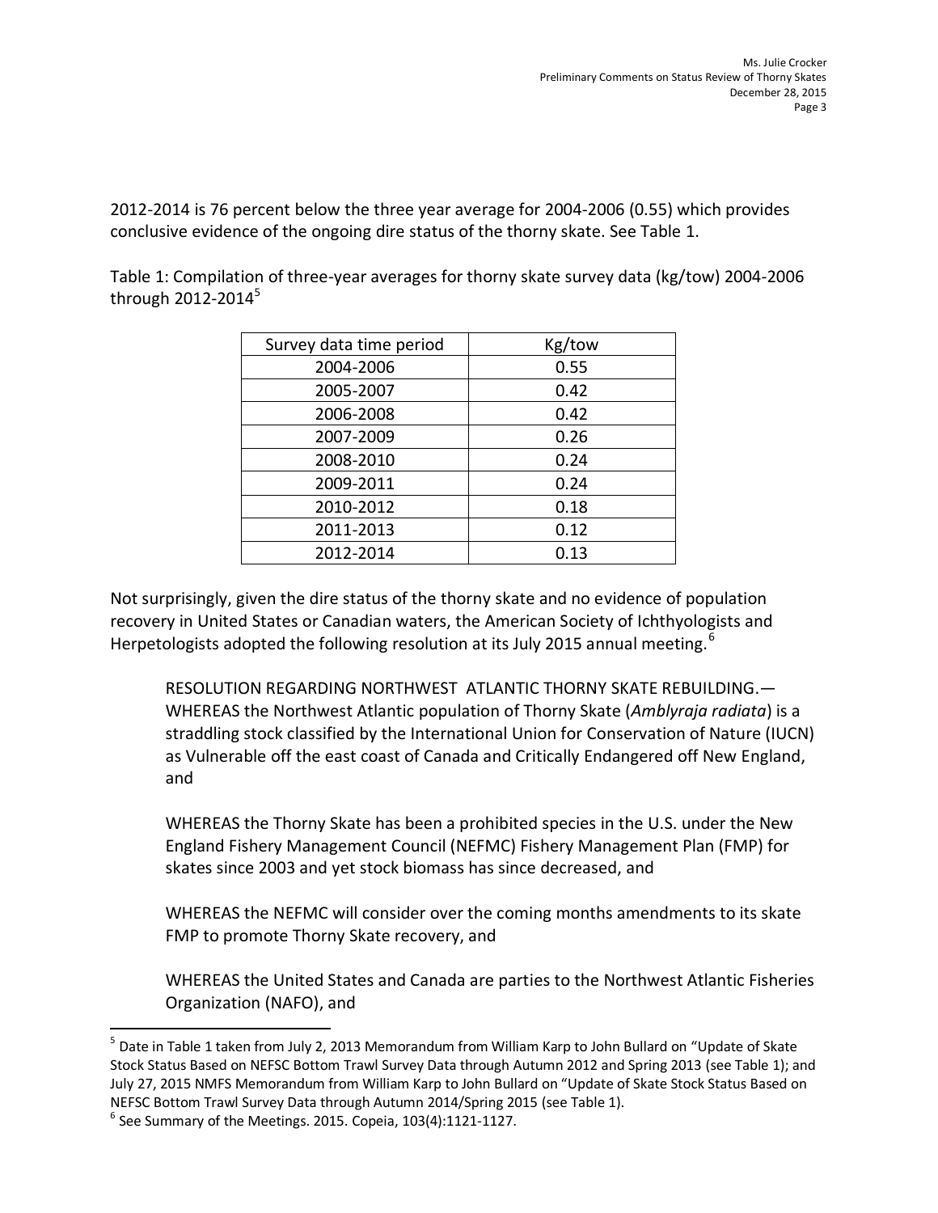2012-2014 is 76 percent below the three year average for 2004-2006 (0.55) which provides conclusive evidence of the ongoing dire status of the thorny skate. See Table 1.

Table 1: Compilation of three-year averages for thorny skate survey data (kg/tow) 2004-2006 through 2012-2014[5]

| Survey data time period | Kg/tow |
|---|---|
| 2004-2006 | 0.55 |
| 2005-2007 | 0.42 |
| 2006-2008 | 0.42 |
| 2007-2009 | 0.26 |
| 2008-2010 | 0.24 |
| 2009-2011 | 0.24 |
| 2010-2012 | 0.18 |
| 2011-2013 | 0.12 |
| 2012-2014 | 0.13 |

Not surprisingly, given the dire status of the thorny skate and no evidence of population recovery in United States or Canadian waters, the American Society of Ichthyologists and Herpetologists adopted the following resolution at its July 2015 annual meeting.[6]

> RESOLUTION REGARDING NORTHWEST ATLANTIC THORNY SKATE REBUILDING.—WHEREAS the Northwest Atlantic population of Thorny Skate (*Amblyraja radiata*) is a straddling stock classified by the International Union for Conservation of Nature (IUCN) as Vulnerable off the east coast of Canada and Critically Endangered off New England, and
>
> WHEREAS the Thorny Skate has been a prohibited species in the U.S. under the New England Fishery Management Council (NEFMC) Fishery Management Plan (FMP) for skates since 2003 and yet stock biomass has since decreased, and
>
> WHEREAS the NEFMC will consider over the coming months amendments to its skate FMP to promote Thorny Skate recovery, and
>
> WHEREAS the United States and Canada are parties to the Northwest Atlantic Fisheries Organization (NAFO), and

[5] Date in Table 1 taken from July 2, 2013 Memorandum from William Karp to John Bullard on "Update of Skate Stock Status Based on NEFSC Bottom Trawl Survey Data through Autumn 2012 and Spring 2013 (see Table 1); and July 27, 2015 NMFS Memorandum from William Karp to John Bullard on "Update of Skate Stock Status Based on NEFSC Bottom Trawl Survey Data through Autumn 2014/Spring 2015 (see Table 1).

[6] See Summary of the Meetings. 2015. Copeia, 103(4):1121-1127.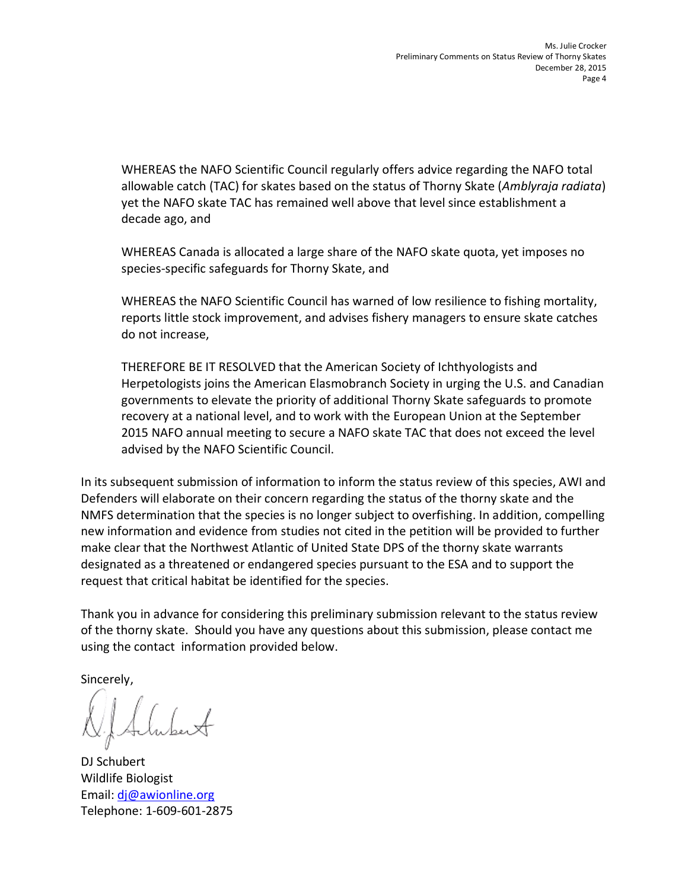> WHEREAS the NAFO Scientific Council regularly offers advice regarding the NAFO total allowable catch (TAC) for skates based on the status of Thorny Skate (*Amblyraja radiata*) yet the NAFO skate TAC has remained well above that level since establishment a decade ago, and
>
> WHEREAS Canada is allocated a large share of the NAFO skate quota, yet imposes no species-specific safeguards for Thorny Skate, and
>
> WHEREAS the NAFO Scientific Council has warned of low resilience to fishing mortality, reports little stock improvement, and advises fishery managers to ensure skate catches do not increase,
>
> THEREFORE BE IT RESOLVED that the American Society of Ichthyologists and Herpetologists joins the American Elasmobranch Society in urging the U.S. and Canadian governments to elevate the priority of additional Thorny Skate safeguards to promote recovery at a national level, and to work with the European Union at the September 2015 NAFO annual meeting to secure a NAFO skate TAC that does not exceed the level advised by the NAFO Scientific Council.

In its subsequent submission of information to inform the status review of this species, AWI and Defenders will elaborate on their concern regarding the status of the thorny skate and the NMFS determination that the species is no longer subject to overfishing. In addition, compelling new information and evidence from studies not cited in the petition will be provided to further make clear that the Northwest Atlantic of United State DPS of the thorny skate warrants designated as a threatened or endangered species pursuant to the ESA and to support the request that critical habitat be identified for the species.

Thank you in advance for considering this preliminary submission relevant to the status review of the thorny skate. Should you have any questions about this submission, please contact me using the contact information provided below.

Sincerely,

DJ Schubert
Wildlife Biologist
Email: dj@awionline.org
Telephone: 1-609-601-2875